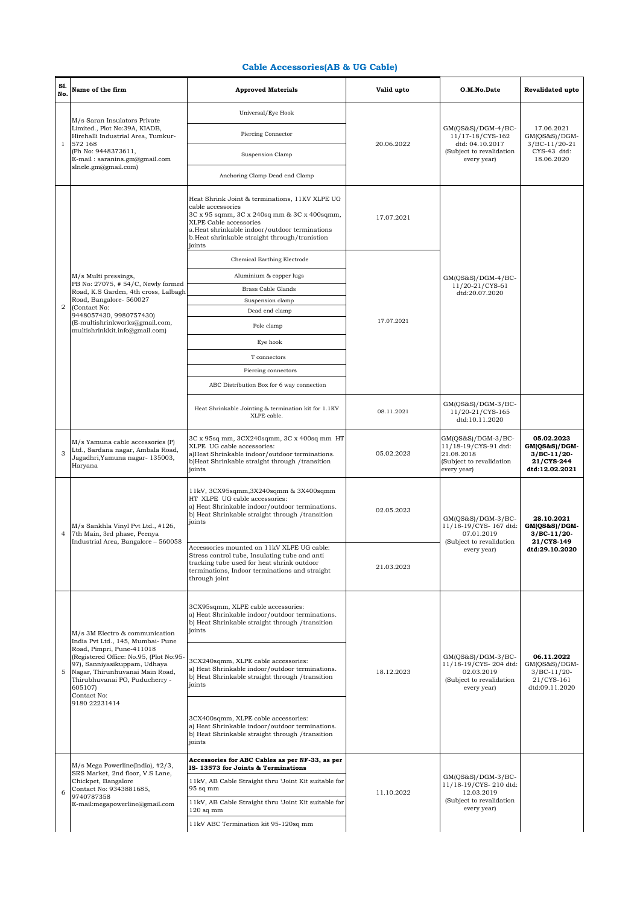## Cable Accessories(AB & UG Cable)

| Sl. No. | Name of the firm | Approved Materials | Valid upto | O.M.No.Date | Revalidated upto |
|---|---|---|---|---|---|
| 1 | M/s Saran Insulators Private Limited., Plot No:39A, KIADB, Hirehalli Industrial Area, Tumkur-572 168 (Ph No: 9448373611, E-mail : saranins.gm@gmail.com slnele.gm@gmail.com) | Universal/Eye Hook | 20.06.2022 | GM(QS&S)/DGM-4/BC-11/17-18/CYS-162 dtd: 04.10.2017 (Subject to revalidation every year) | 17.06.2021 GM(QS&S)/DGM-3/BC-11/20-21 CYS-43 dtd: 18.06.2020 |
| | | Piercing Connector | | | |
| | | Suspension Clamp | | | |
| | | Anchoring Clamp Dead end Clamp | | | |
| 2 | M/s Multi pressings, PB No: 27075, # 54/C, Newly formed Road, K.S Garden, 4th cross, Lalbagh Road, Bangalore- 560027 (Contact No: 9448057430, 9980757430) (E-multishrinkworks@gmail.com, multishrinkkit.info@gmail.com) | Heat Shrink Joint & terminations, 11KV XLPE UG cable accessories 3C x 95 sqmm, 3C x 240sq mm & 3C x 400sqmm, XLPE Cable accessories a.Heat shrinkable indoor/outdoor terminations b.Heat shrinkable straight through/tranistion joints | 17.07.2021 | GM(QS&S)/DGM-4/BC-11/20-21/CYS-61 dtd:20.07.2020 | |
| | | Chemical Earthing Electrode | 17.07.2021 | | |
| | | Aluminium & copper lugs | | | |
| | | Brass Cable Glands | | | |
| | | Suspension clamp | | | |
| | | Dead end clamp | | | |
| | | Pole clamp | | | |
| | | Eye hook | | | |
| | | T connectors | | | |
| | | Piercing connectors | | | |
| | | ABC Distribution Box for 6 way connection | | | |
| | | Heat Shrinkable Jointing & termination kit for 1.1KV XLPE cable. | 08.11.2021 | GM(QS&S)/DGM-3/BC-11/20-21/CYS-165 dtd:10.11.2020 | |
| 3 | M/s Yamuna cable accessories (P) Ltd., Sardana nagar, Ambala Road, Jagadhri,Yamuna nagar- 135003, Haryana | 3C x 95sq mm, 3CX240sqmm, 3C x 400sq mm HT XLPE UG cable accessories: a)Heat Shrinkable indoor/outdoor terminations. b)Heat Shrinkable straight through /transition joints | 05.02.2023 | GM(QS&S)/DGM-3/BC-11/18-19/CYS-91 dtd: 21.08.2018 (Subject to revalidation every year) | **05.02.2023 GM(QS&S)/DGM-3/BC-11/20-21/CYS-244 dtd:12.02.2021** |
| 4 | M/s Sankhla Vinyl Pvt Ltd., #126, 7th Main, 3rd phase, Peenya Industrial Area, Bangalore – 560058 | 11kV, 3CX95sqmm,3X240sqmm & 3X400sqmm HT XLPE UG cable accessories: a) Heat Shrinkable indoor/outdoor terminations. b) Heat Shrinkable straight through /transition joints | 02.05.2023 | GM(QS&S)/DGM-3/BC-11/18-19/CYS- 167 dtd: 07.01.2019 (Subject to revalidation every year) | **28.10.2021 GM(QS&S)/DGM-3/BC-11/20-21/CYS-149 dtd:29.10.2020** |
| | | Accessories mounted on 11kV XLPE UG cable: Stress control tube, Insulating tube and anti tracking tube used for heat shrink outdoor terminations, Indoor terminations and straight through joint | 21.03.2023 | | |
| 5 | M/s 3M Electro & communication India Pvt Ltd., 145, Mumbai- Pune Road, Pimpri, Pune-411018 (Registered Office: No.95, (Plot No:95-97), Sanniyasikuppam, Udhaya Nagar, Thirunhuvanai Main Road, Thirubhuvanai PO, Puducherry - 605107) Contact No: 9180 22231414 | 3CX95sqmm, XLPE cable accessories: a) Heat Shrinkable indoor/outdoor terminations. b) Heat Shrinkable straight through /transition joints | 18.12.2023 | GM(QS&S)/DGM-3/BC-11/18-19/CYS- 204 dtd: 02.03.2019 (Subject to revalidation every year) | **06.11.2022** GM(QS&S)/DGM-3/BC-11/20-21/CYS-161 dtd:09.11.2020 |
| | | 3CX240sqmm, XLPE cable accessories: a) Heat Shrinkable indoor/outdoor terminations. b) Heat Shrinkable straight through /transition joints | | | |
| | | 3CX400sqmm, XLPE cable accessories: a) Heat Shrinkable indoor/outdoor terminations. b) Heat Shrinkable straight through /transition joints | | | |
| 6 | M/s Mega Powerline(India), #2/3, SRS Market, 2nd floor, V.S Lane, Chickpet, Bangalore Contact No: 9343881685, 9740787358 E-mail:megapowerline@gmail.com | **Accessories for ABC Cables as per NF-33, as per IS- 13573 for Joints & Terminations** | 11.10.2022 | GM(QS&S)/DGM-3/BC-11/18-19/CYS- 210 dtd: 12.03.2019 (Subject to revalidation every year) | |
| | | 11kV, AB Cable Straight thru 'Joint Kit suitable for 95 sq mm | | | |
| | | 11kV, AB Cable Straight thru 'Joint Kit suitable for 120 sq mm | | | |
| | | 11kV ABC Termination kit 95-120sq mm | | | |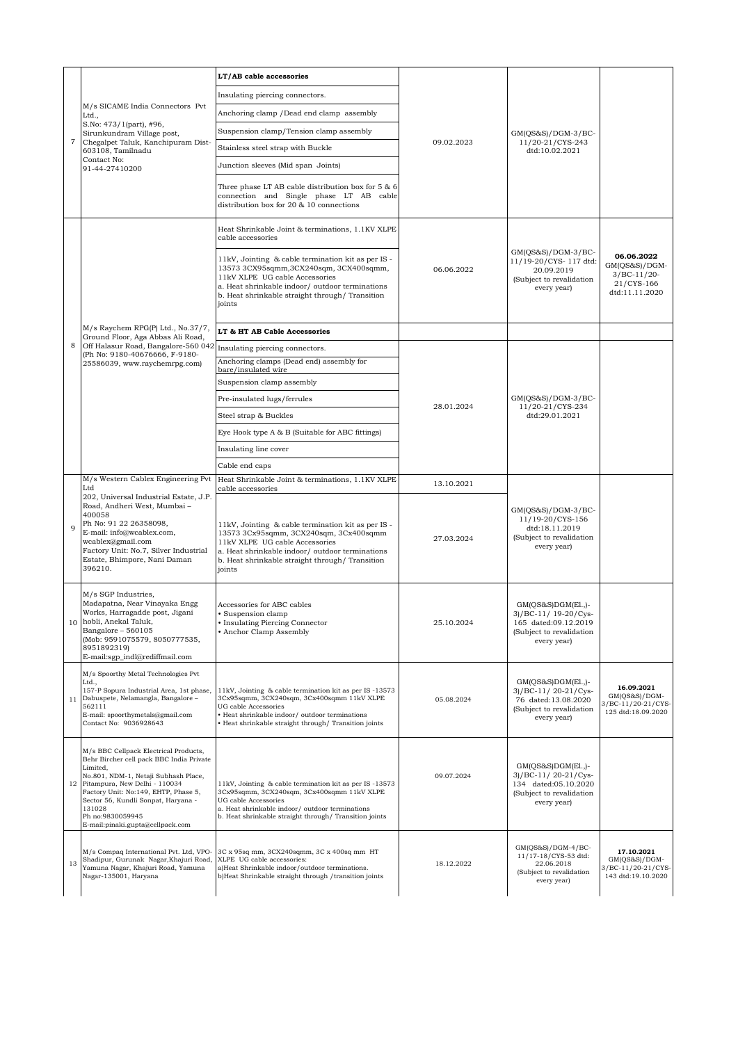| | | | | | |
|---|---|---|---|---|---|
| 7 | M/s SICAME India Connectors Pvt Ltd.,<br>S.No: 473/1(part), #96,<br>Sirunkundram Village post,<br>Chegalpet Taluk, Kanchipuram Dist-603108, Tamilnadu<br>Contact No:<br>91-44-27410200 | **LT/AB cable accessories**<br>Insulating piercing connectors.<br>Anchoring clamp /Dead end clamp assembly<br>Suspension clamp/Tension clamp assembly<br>Stainless steel strap with Buckle<br>Junction sleeves (Mid span Joints)<br>Three phase LT AB cable distribution box for 5 & 6 connection and Single phase LT AB cable distribution box for 20 & 10 connections | 09.02.2023 | GM(QS&S)/DGM-3/BC-11/20-21/CYS-243 dtd:10.02.2021 | |
| 8 | M/s Raychem RPG(P) Ltd., No.37/7, Ground Floor, Aga Abbas Ali Road, Off Halasur Road, Bangalore-560 042 (Ph No: 9180-40676666, F-9180-25586039, www.raychemrpg.com) | Heat Shrinkable Joint & terminations, 1.1KV XLPE cable accessories<br>11kV, Jointing & cable termination kit as per IS - 13573 3CX95sqmm,3CX240sqm, 3CX400sqmm, 11kV XLPE UG cable Accessories<br>a. Heat shrinkable indoor/ outdoor terminations<br>b. Heat shrinkable straight through/ Transition joints | 06.06.2022 | GM(QS&S)/DGM-3/BC-11/19-20/CYS- 117 dtd: 20.09.2019<br>(Subject to revalidation every year) | **06.06.2022**<br>GM(QS&S)/DGM-3/BC-11/20-21/CYS-166 dtd:11.11.2020 |
| | | **LT & HT AB Cable Accessories** | | | |
| | | Insulating piercing connectors.<br>Anchoring clamps (Dead end) assembly for bare/insulated wire<br>Suspension clamp assembly<br>Pre-insulated lugs/ferrules<br>Steel strap & Buckles<br>Eye Hook type A & B (Suitable for ABC fittings)<br>Insulating line cover<br>Cable end caps | 28.01.2024 | GM(QS&S)/DGM-3/BC-11/20-21/CYS-234 dtd:29.01.2021 | |
| 9 | M/s Western Cablex Engineering Pvt Ltd<br>202, Universal Industrial Estate, J.P. Road, Andheri West, Mumbai – 400058<br>Ph No: 91 22 26358098,<br>E-mail: info@wcablex.com,<br>wcablex@gmail.com<br>Factory Unit: No.7, Silver Industrial Estate, Bhimpore, Nani Daman 396210. | Heat Shrinkable Joint & terminations, 1.1KV XLPE cable accessories | 13.10.2021 | GM(QS&S)/DGM-3/BC-11/19-20/CYS-156 dtd:18.11.2019<br>(Subject to revalidation every year) | |
| | | 11kV, Jointing & cable termination kit as per IS - 13573 3Cx95sqmm, 3CX240sqm, 3Cx400sqmm 11kV XLPE UG cable Accessories<br>a. Heat shrinkable indoor/ outdoor terminations<br>b. Heat shrinkable straight through/ Transition joints | 27.03.2024 | | |
| 10 | M/s SGP Industries,<br>Madapatna, Near Vinayaka Engg Works, Harragadde post, Jigani hobli, Anekal Taluk,<br>Bangalore – 560105<br>(Mob: 9591075579, 8050777535, 8951892319)<br>E-mail:sgp_indl@rediffmail.com | Accessories for ABC cables<br>• Suspension clamp<br>• Insulating Piercing Connector<br>• Anchor Clamp Assembly | 25.10.2024 | GM(QS&S)DGM(El.,)-3)/BC-11/ 19-20/Cys-165 dated:09.12.2019<br>(Subject to revalidation every year) | |
| 11 | M/s Spoorthy Metal Technologies Pvt Ltd.,<br>157-P Sopura Industrial Area, 1st phase, Dabuspete, Nelamangla, Bangalore – 562111<br>E-mail: spoorthymetals@gmail.com<br>Contact No: 9036928643 | 11kV, Jointing & cable termination kit as per IS -13573 3Cx95sqmm, 3CX240sqm, 3Cx400sqmm 11kV XLPE UG cable Accessories<br>• Heat shrinkable indoor/ outdoor terminations<br>• Heat shrinkable straight through/ Transition joints | 05.08.2024 | GM(QS&S)DGM(El.,)-3)/BC-11/ 20-21/Cys-76 dated:13.08.2020<br>(Subject to revalidation every year) | **16.09.2021**<br>GM(QS&S)/DGM-3/BC-11/20-21/CYS-125 dtd:18.09.2020 |
| 12 | M/s BBC Cellpack Electrical Products, Behr Bircher cell pack BBC India Private Limited,<br>No.801, NDM-1, Netaji Subhash Place, Pitampura, New Delhi - 110034<br>Factory Unit: No:149, EHTP, Phase 5, Sector 56, Kundli Sonpat, Haryana - 131028<br>Ph no:9830059945<br>E-mail:pinaki.gupta@cellpack.com | 11kV, Jointing & cable termination kit as per IS -13573 3Cx95sqmm, 3CX240sqm, 3Cx400sqmm 11kV XLPE UG cable Accessories<br>a. Heat shrinkable indoor/ outdoor terminations<br>b. Heat shrinkable straight through/ Transition joints | 09.07.2024 | GM(QS&S)DGM(El.,)-3)/BC-11/ 20-21/Cys-134 dated:05.10.2020<br>(Subject to revalidation every year) | |
| 13 | M/s Compaq International Pvt. Ltd, VPO-Shadipur, Gurunak Nagar,Khajuri Road, Yamuna Nagar, Khajuri Road, Yamuna Nagar-135001, Haryana | 3C x 95sq mm, 3CX240sqmm, 3C x 400sq mm HT XLPE UG cable accessories:<br>a)Heat Shrinkable indoor/outdoor terminations.<br>b)Heat Shrinkable straight through /transition joints | 18.12.2022 | GM(QS&S)/DGM-4/BC-11/17-18/CYS-53 dtd: 22.06.2018<br>(Subject to revalidation every year) | **17.10.2021**<br>GM(QS&S)/DGM-3/BC-11/20-21/CYS-143 dtd:19.10.2020 |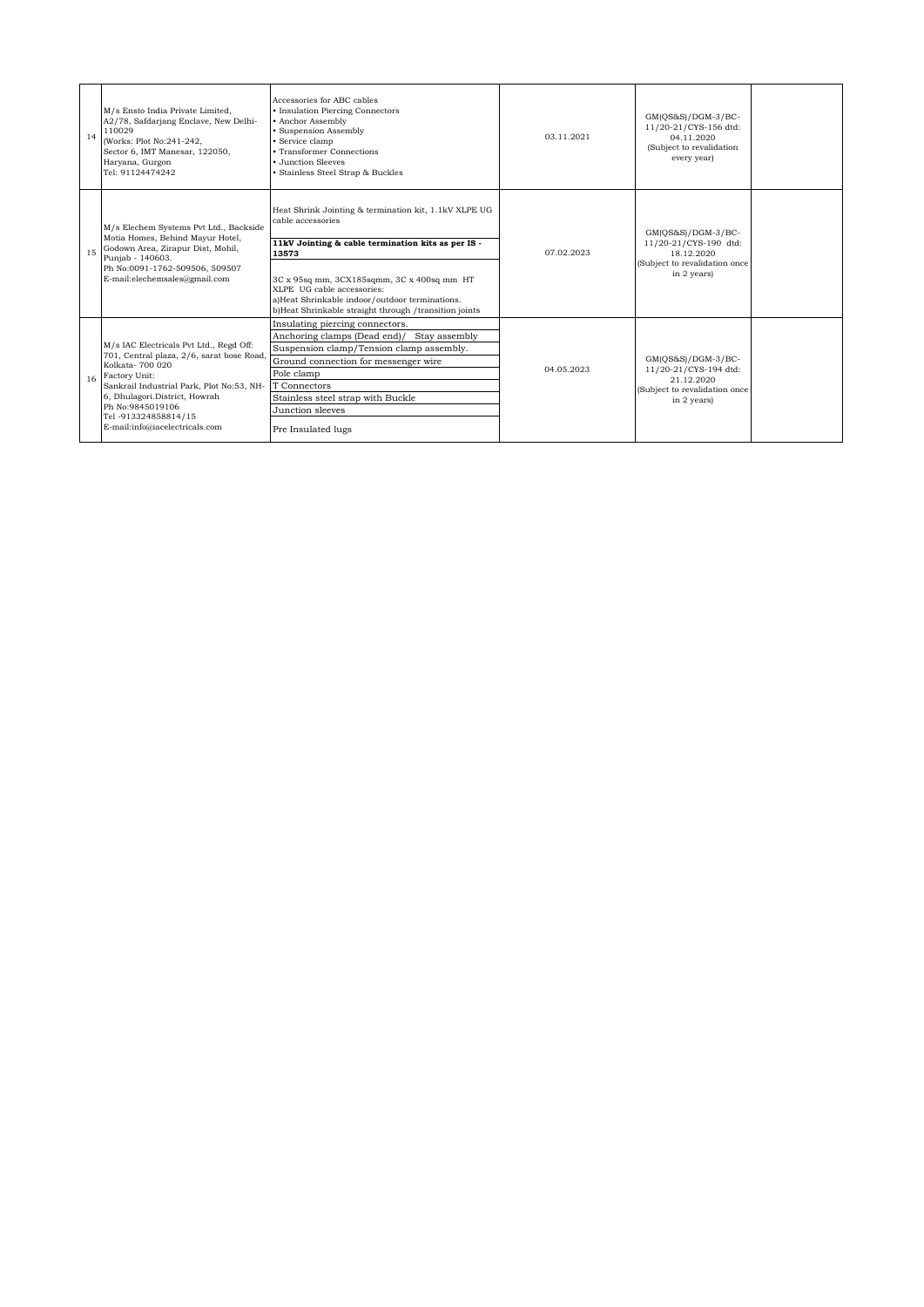| | | | | | |
|---|---|---|---|---|---|
| 14 | M/s Ensto India Private Limited, A2/78, Safdarjang Enclave, New Delhi-110029 (Works: Plot No:241-242, Sector 6, IMT Manesar, 122050, Haryana, Gurgon Tel: 91124474242 | Accessories for ABC cables<br>• Insulation Piercing Connectors<br>• Anchor Assembly<br>• Suspension Assembly<br>• Service clamp<br>• Transformer Connections<br>• Junction Sleeves<br>• Stainless Steel Strap & Buckles | 03.11.2021 | GM(QS&S)/DGM-3/BC-11/20-21/CYS-156 dtd: 04.11.2020 (Subject to revalidation every year) | |
| 15 | M/s Elechem Systems Pvt Ltd., Backside Motia Homes, Behind Mayur Hotel, Godown Area, Zirapur Dist, Mohil, Punjab - 140603. Ph No:0091-1762-509506, 509507 E-mail:elechemsales@gmail.com | Heat Shrink Jointing & termination kit, 1.1kV XLPE UG cable accessories<br>**11kV Jointing & cable termination kits as per IS - 13573**<br>3C x 95sq mm, 3CX185sqmm, 3C x 400sq mm HT XLPE UG cable accessories:<br>a)Heat Shrinkable indoor/outdoor terminations.<br>b)Heat Shrinkable straight through /transition joints | 07.02.2023 | GM(QS&S)/DGM-3/BC-11/20-21/CYS-190 dtd: 18.12.2020 (Subject to revalidation once in 2 years) | |
| 16 | M/s IAC Electricals Pvt Ltd., Regd Off: 701, Central plaza, 2/6, sarat bose Road, Kolkata- 700 020 Factory Unit: Sankrail Industrial Park, Plot No:53, NH-6, Dhulagori.District, Howrah Ph No:9845019106 Tel -913324858814/15 E-mail:info@iacelectricals.com | Insulating piercing connectors.<br>Anchoring clamps (Dead end)/ Stay assembly<br>Suspension clamp/Tension clamp assembly.<br>Ground connection for messenger wire<br>Pole clamp<br>T Connectors<br>Stainless steel strap with Buckle<br>Junction sleeves<br>Pre Insulated lugs | 04.05.2023 | GM(QS&S)/DGM-3/BC-11/20-21/CYS-194 dtd: 21.12.2020 (Subject to revalidation once in 2 years) | |